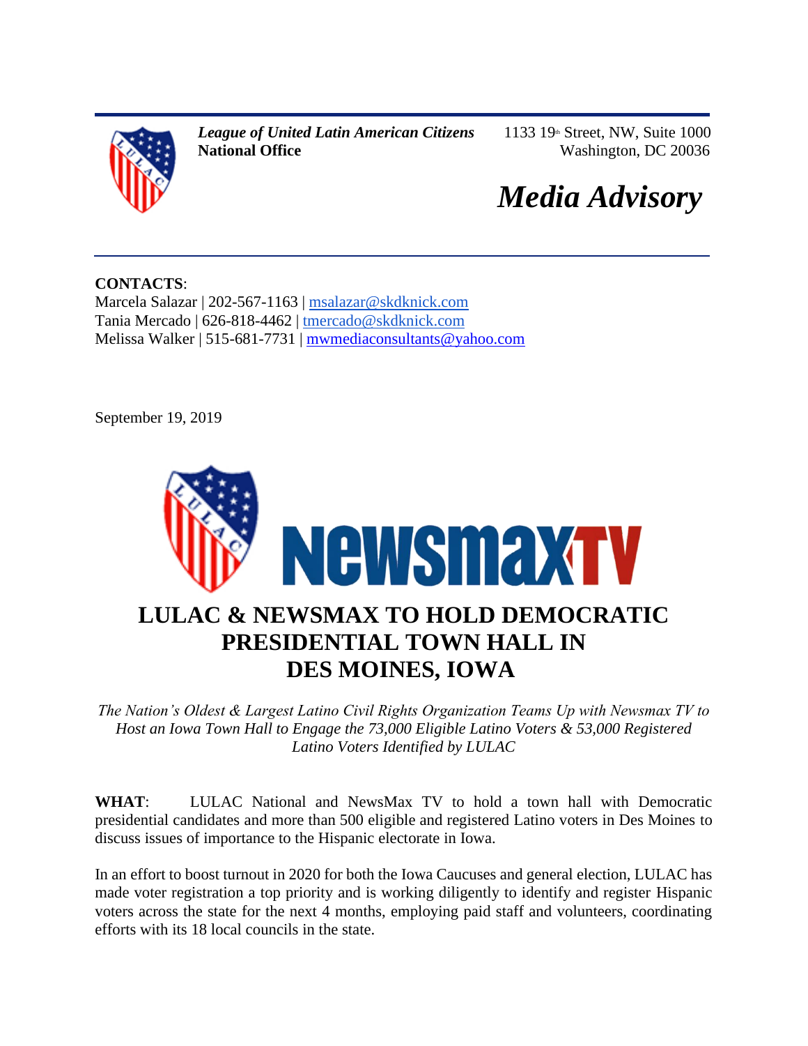***League of United Latin American Citizens***
**National Office**

1133 19th Street, NW, Suite 1000
Washington, DC 20036

# *Media Advisory*

**CONTACTS**:
Marcela Salazar | 202-567-1163 | msalazar@skdknick.com
Tania Mercado | 626-818-4462 | tmercado@skdknick.com
Melissa Walker | 515-681-7731 | mwmediaconsultants@yahoo.com

September 19, 2019

## LULAC & NEWSMAX TO HOLD DEMOCRATIC PRESIDENTIAL TOWN HALL IN DES MOINES, IOWA

*The Nation's Oldest & Largest Latino Civil Rights Organization Teams Up with Newsmax TV to Host an Iowa Town Hall to Engage the 73,000 Eligible Latino Voters & 53,000 Registered Latino Voters Identified by LULAC*

**WHAT**: LULAC National and NewsMax TV to hold a town hall with Democratic presidential candidates and more than 500 eligible and registered Latino voters in Des Moines to discuss issues of importance to the Hispanic electorate in Iowa.

In an effort to boost turnout in 2020 for both the Iowa Caucuses and general election, LULAC has made voter registration a top priority and is working diligently to identify and register Hispanic voters across the state for the next 4 months, employing paid staff and volunteers, coordinating efforts with its 18 local councils in the state.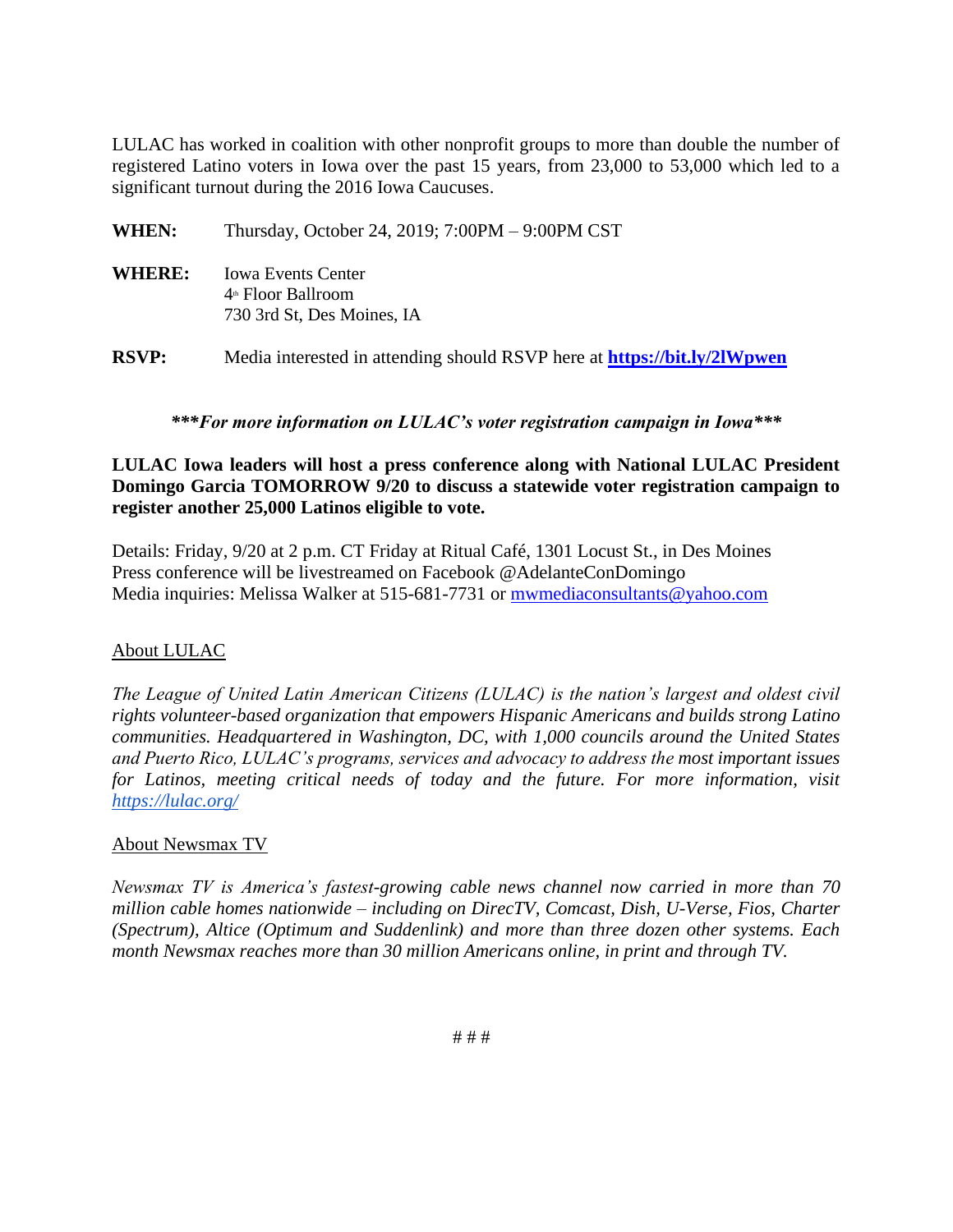LULAC has worked in coalition with other nonprofit groups to more than double the number of registered Latino voters in Iowa over the past 15 years, from 23,000 to 53,000 which led to a significant turnout during the 2016 Iowa Caucuses.

**WHEN:** Thursday, October 24, 2019; 7:00PM – 9:00PM CST

**WHERE:** Iowa Events Center
4th Floor Ballroom
730 3rd St, Des Moines, IA

**RSVP:** Media interested in attending should RSVP here at **https://bit.ly/2lWpwen**

***\*\*\*For more information on LULAC's voter registration campaign in Iowa\*\*\****

**LULAC Iowa leaders will host a press conference along with National LULAC President Domingo Garcia TOMORROW 9/20 to discuss a statewide voter registration campaign to register another 25,000 Latinos eligible to vote.**

Details: Friday, 9/20 at 2 p.m. CT Friday at Ritual Café, 1301 Locust St., in Des Moines
Press conference will be livestreamed on Facebook @AdelanteConDomingo
Media inquiries: Melissa Walker at 515-681-7731 or mwmediaconsultants@yahoo.com

About LULAC

*The League of United Latin American Citizens (LULAC) is the nation's largest and oldest civil rights volunteer-based organization that empowers Hispanic Americans and builds strong Latino communities. Headquartered in Washington, DC, with 1,000 councils around the United States and Puerto Rico, LULAC's programs, services and advocacy to address the most important issues for Latinos, meeting critical needs of today and the future. For more information, visit https://lulac.org/*

About Newsmax TV

*Newsmax TV is America's fastest-growing cable news channel now carried in more than 70 million cable homes nationwide – including on DirecTV, Comcast, Dish, U-Verse, Fios, Charter (Spectrum), Altice (Optimum and Suddenlink) and more than three dozen other systems. Each month Newsmax reaches more than 30 million Americans online, in print and through TV.*

# # #